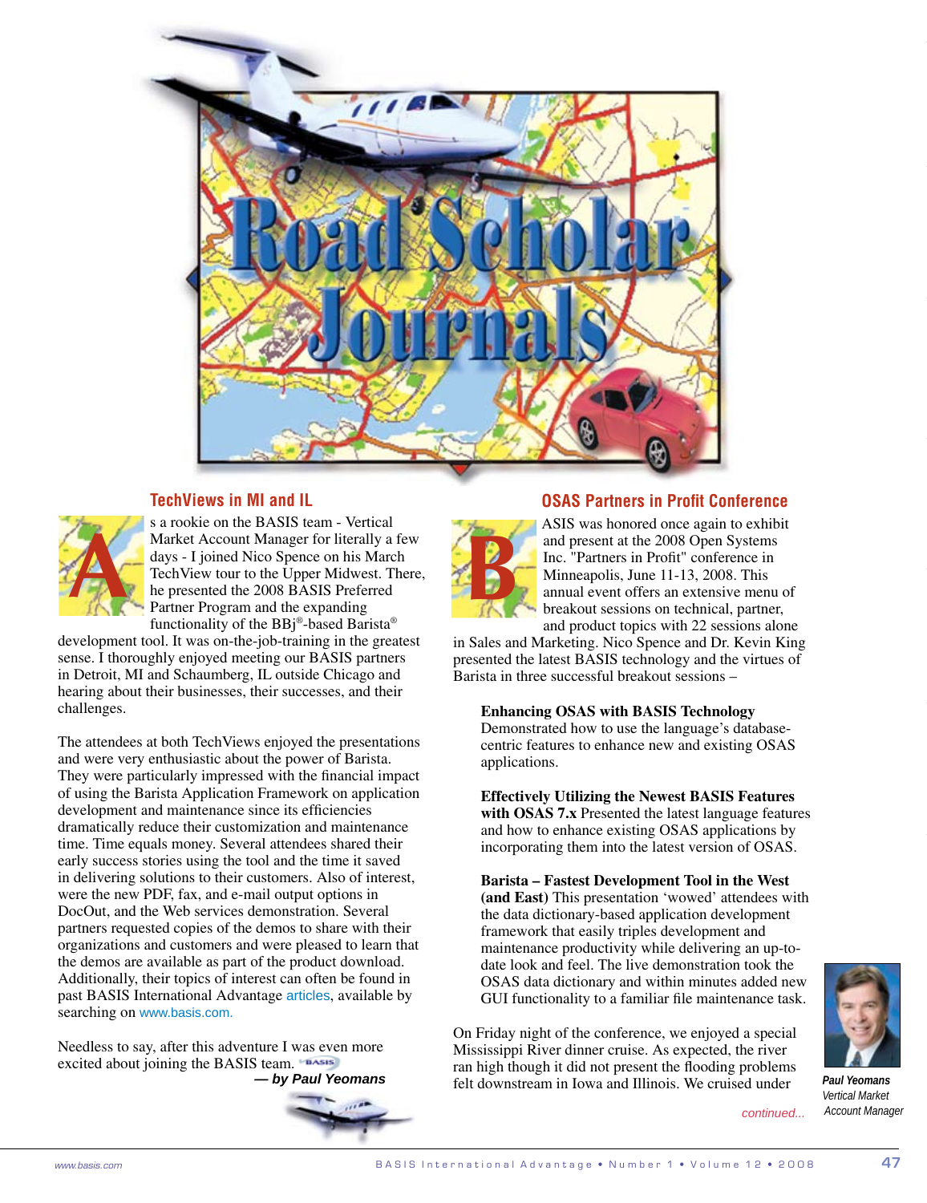# Road Scholar Journals

## TechViews in MI and IL

As a rookie on the BASIS team - Vertical Market Account Manager for literally a few days - I joined Nico Spence on his March TechView tour to the Upper Midwest. There, he presented the 2008 BASIS Preferred Partner Program and the expanding functionality of the BBj®-based Barista® development tool. It was on-the-job-training in the greatest sense. I thoroughly enjoyed meeting our BASIS partners in Detroit, MI and Schaumberg, IL outside Chicago and hearing about their businesses, their successes, and their challenges.

The attendees at both TechViews enjoyed the presentations and were very enthusiastic about the power of Barista. They were particularly impressed with the financial impact of using the Barista Application Framework on application development and maintenance since its efficiencies dramatically reduce their customization and maintenance time. Time equals money. Several attendees shared their early success stories using the tool and the time it saved in delivering solutions to their customers. Also of interest, were the new PDF, fax, and e-mail output options in DocOut, and the Web services demonstration. Several partners requested copies of the demos to share with their organizations and customers and were pleased to learn that the demos are available as part of the product download. Additionally, their topics of interest can often be found in past BASIS International Advantage articles, available by searching on www.basis.com.

Needless to say, after this adventure I was even more excited about joining the BASIS team.

*— by Paul Yeomans*

## OSAS Partners in Profit Conference

BASIS was honored once again to exhibit and present at the 2008 Open Systems Inc. "Partners in Profit" conference in Minneapolis, June 11-13, 2008. This annual event offers an extensive menu of breakout sessions on technical, partner, and product topics with 22 sessions alone in Sales and Marketing. Nico Spence and Dr. Kevin King presented the latest BASIS technology and the virtues of Barista in three successful breakout sessions –

**Enhancing OSAS with BASIS Technology** Demonstrated how to use the language's database-centric features to enhance new and existing OSAS applications.

**Effectively Utilizing the Newest BASIS Features with OSAS 7.x** Presented the latest language features and how to enhance existing OSAS applications by incorporating them into the latest version of OSAS.

**Barista – Fastest Development Tool in the West (and East)** This presentation 'wowed' attendees with the data dictionary-based application development framework that easily triples development and maintenance productivity while delivering an up-to-date look and feel. The live demonstration took the OSAS data dictionary and within minutes added new GUI functionality to a familiar file maintenance task.

On Friday night of the conference, we enjoyed a special Mississippi River dinner cruise. As expected, the river ran high though it did not present the flooding problems felt downstream in Iowa and Illinois. We cruised under

*continued...*

*Paul Yeomans*
*Vertical Market Account Manager*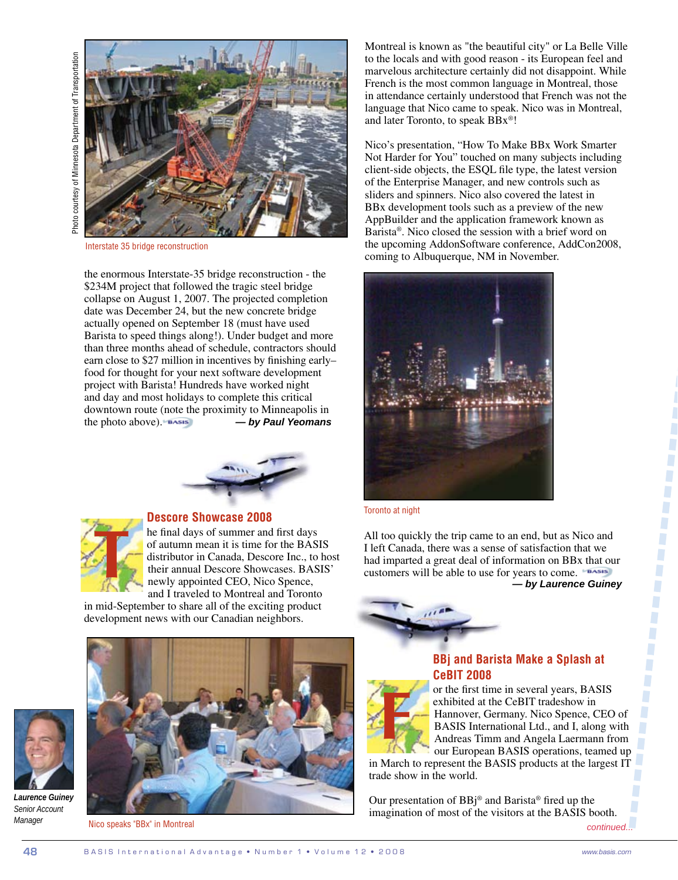Photo courtesy of Minnesota Department of Transportation

Interstate 35 bridge reconstruction

the enormous Interstate-35 bridge reconstruction - the $234M project that followed the tragic steel bridge collapse on August 1, 2007. The projected completion date was December 24, but the new concrete bridge actually opened on September 18 (must have used Barista to speed things along!). Under budget and more than three months ahead of schedule, contractors should earn close to $27 million in incentives by finishing early–food for thought for your next software development project with Barista! Hundreds have worked night and day and most holidays to complete this critical downtown route (note the proximity to Minneapolis in the photo above).

***— by Paul Yeomans***

## Descore Showcase 2008

The final days of summer and first days of autumn mean it is time for the BASIS distributor in Canada, Descore Inc., to host their annual Descore Showcases. BASIS' newly appointed CEO, Nico Spence, and I traveled to Montreal and Toronto in mid-September to share all of the exciting product development news with our Canadian neighbors.

Nico speaks "BBx" in Montreal

**Laurence Guiney**
*Senior Account Manager*

Montreal is known as "the beautiful city" or La Belle Ville to the locals and with good reason - its European feel and marvelous architecture certainly did not disappoint. While French is the most common language in Montreal, those in attendance certainly understood that French was not the language that Nico came to speak. Nico was in Montreal, and later Toronto, to speak BBx®!

Nico's presentation, "How To Make BBx Work Smarter Not Harder for You" touched on many subjects including client-side objects, the ESQL file type, the latest version of the Enterprise Manager, and new controls such as sliders and spinners. Nico also covered the latest in BBx development tools such as a preview of the new AppBuilder and the application framework known as Barista®. Nico closed the session with a brief word on the upcoming AddonSoftware conference, AddCon2008, coming to Albuquerque, NM in November.

Toronto at night

All too quickly the trip came to an end, but as Nico and I left Canada, there was a sense of satisfaction that we had imparted a great deal of information on BBx that our customers will be able to use for years to come.

***— by Laurence Guiney***

## BBj and Barista Make a Splash at CeBIT 2008

For the first time in several years, BASIS exhibited at the CeBIT tradeshow in Hannover, Germany. Nico Spence, CEO of BASIS International Ltd., and I, along with Andreas Timm and Angela Laermann from our European BASIS operations, teamed up in March to represent the BASIS products at the largest IT trade show in the world.

Our presentation of BBj® and Barista® fired up the imagination of most of the visitors at the BASIS booth.

*continued...*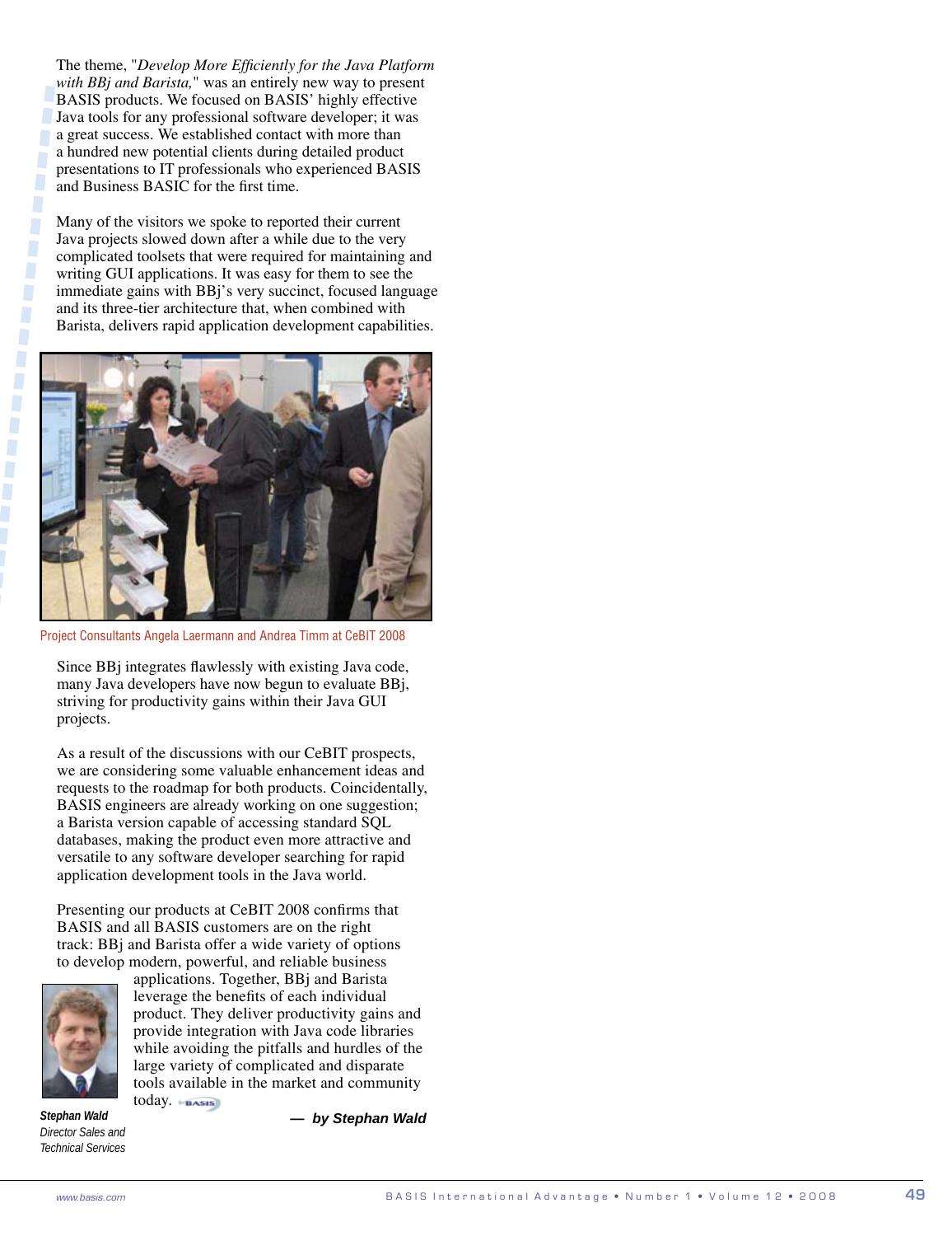The theme, "*Develop More Efficiently for the Java Platform with BBj and Barista,*" was an entirely new way to present BASIS products. We focused on BASIS' highly effective Java tools for any professional software developer; it was a great success. We established contact with more than a hundred new potential clients during detailed product presentations to IT professionals who experienced BASIS and Business BASIC for the first time.

Many of the visitors we spoke to reported their current Java projects slowed down after a while due to the very complicated toolsets that were required for maintaining and writing GUI applications. It was easy for them to see the immediate gains with BBj's very succinct, focused language and its three-tier architecture that, when combined with Barista, delivers rapid application development capabilities.

Project Consultants Angela Laermann and Andrea Timm at CeBIT 2008

Since BBj integrates flawlessly with existing Java code, many Java developers have now begun to evaluate BBj, striving for productivity gains within their Java GUI projects.

As a result of the discussions with our CeBIT prospects, we are considering some valuable enhancement ideas and requests to the roadmap for both products. Coincidentally, BASIS engineers are already working on one suggestion; a Barista version capable of accessing standard SQL databases, making the product even more attractive and versatile to any software developer searching for rapid application development tools in the Java world.

Presenting our products at CeBIT 2008 confirms that BASIS and all BASIS customers are on the right track: BBj and Barista offer a wide variety of options to develop modern, powerful, and reliable business applications. Together, BBj and Barista leverage the benefits of each individual product. They deliver productivity gains and provide integration with Java code libraries while avoiding the pitfalls and hurdles of the large variety of complicated and disparate tools available in the market and community today.

***— by Stephan Wald***

***Stephan Wald***
*Director Sales and Technical Services*